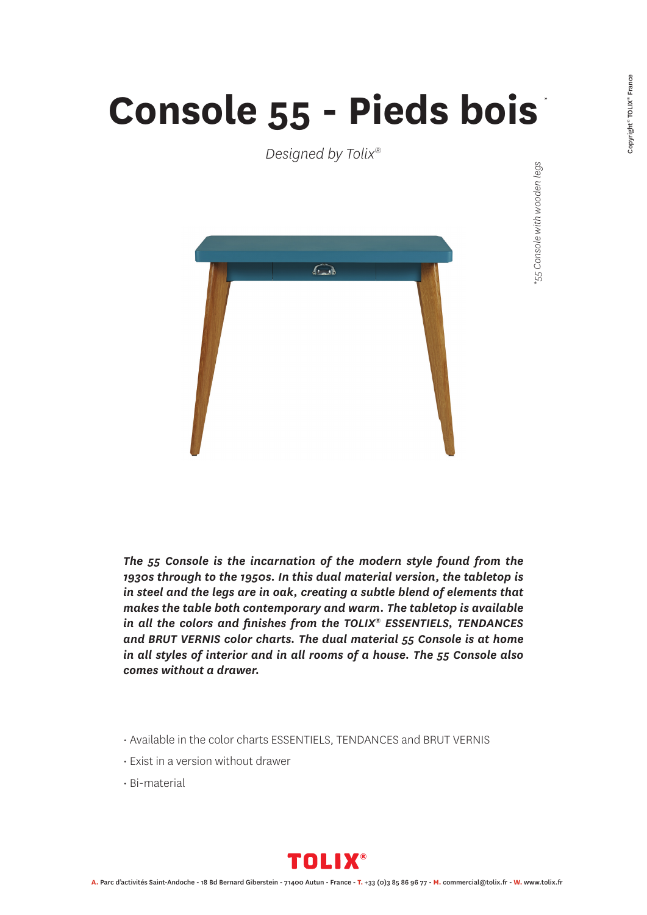# Console 55 - Pieds bois*

*Designed by Tolix®*

*55 Console with wooden legs

***The 55 Console is the incarnation of the modern style found from the 1930s through to the 1950s. In this dual material version, the tabletop is in steel and the legs are in oak, creating a subtle blend of elements that makes the table both contemporary and warm. The tabletop is available in all the colors and finishes from the TOLIX® ESSENTIELS, TENDANCES and BRUT VERNIS color charts. The dual material 55 Console is at home in all styles of interior and in all rooms of a house. The 55 Console also comes without a drawer.***

- Available in the color charts ESSENTIELS, TENDANCES and BRUT VERNIS
- Exist in a version without drawer
- Bi-material

TOLIX®

A. Parc d'activités Saint-Andoche - 18 Bd Bernard Giberstein - 71400 Autun - France - T. +33 (0)3 85 86 96 77 - M. commercial@tolix.fr - W. www.tolix.fr

Copyright© TOLIX® France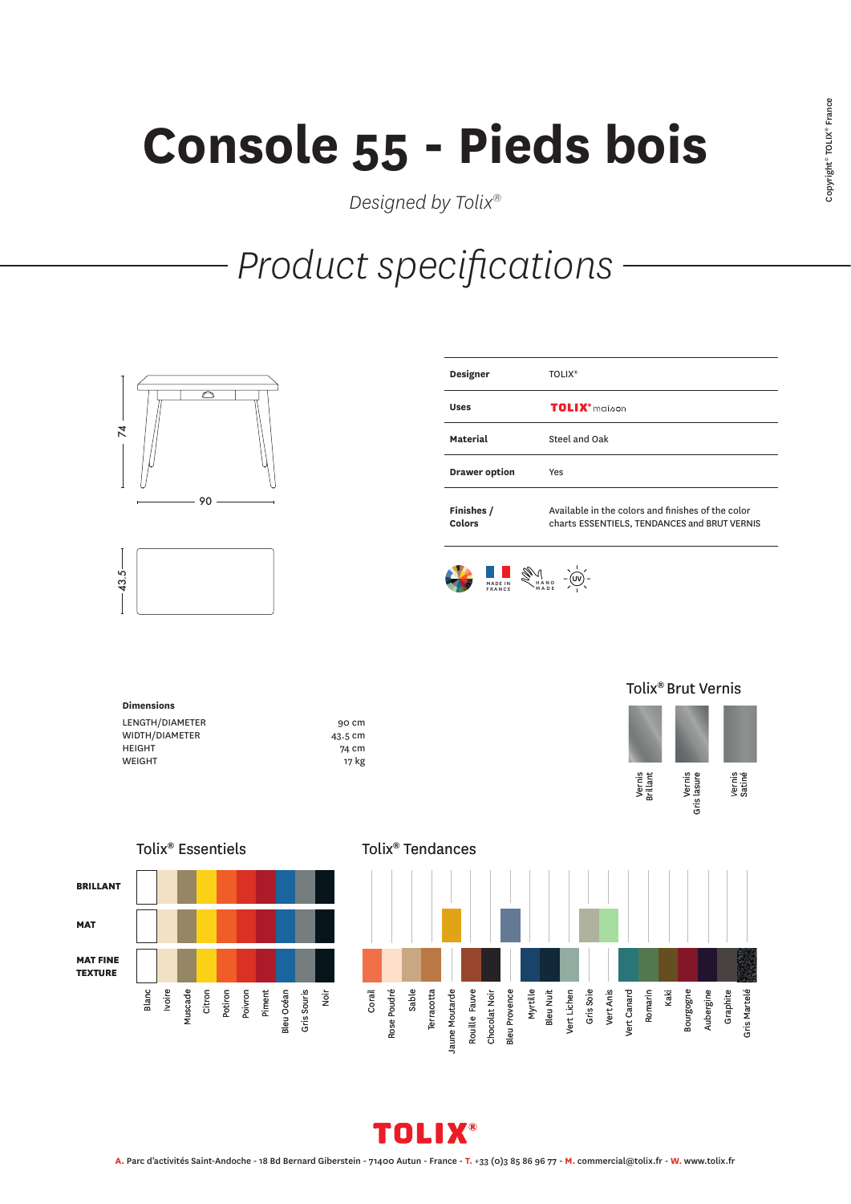# Console 55 - Pieds bois

*Designed by Tolix®*

## *Product specifications*

74

90

43.5

| | |
|---|---|
| **Designer** | TOLIX® |
| **Uses** | TOLIX® maison |
| **Material** | Steel and Oak |
| **Drawer option** | Yes |
| **Finishes / Colors** | Available in the colors and finishes of the color charts ESSENTIELS, TENDANCES and BRUT VERNIS |

MADE IN FRANCE — HAND MADE — UV

**Dimensions**

| | |
|---|---|
| LENGTH/DIAMETER | 90 cm |
| WIDTH/DIAMETER | 43.5 cm |
| HEIGHT | 74 cm |
| WEIGHT | 17 kg |

### Tolix® Brut Vernis

Vernis Brillant, Vernis Gris lasure, Vernis Satiné

### Tolix® Essentiels

BRILLANT

MAT

MAT FINE TEXTURE

Blanc, Ivoire, Muscade, Citron, Potiron, Poivron, Piment, Bleu Océan, Gris Souris, Noir

### Tolix® Tendances

Corail, Rose Poudré, Sable, Terracotta, Jaune Moutarde, Rouille Fauve, Chocolat Noir, Bleu Provence, Myrtille, Bleu Nuit, Vert Lichen, Gris Soie, Vert Anis, Vert Canard, Romarin, Kaki, Bourgogne, Aubergine, Graphite, Gris Martelé

Copyright® TOLIX® France

TOLIX®

A. Parc d'activités Saint-Andoche - 18 Bd Bernard Giberstein - 71400 Autun - France - T. +33 (0)3 85 86 96 77 - M. commercial@tolix.fr - W. www.tolix.fr